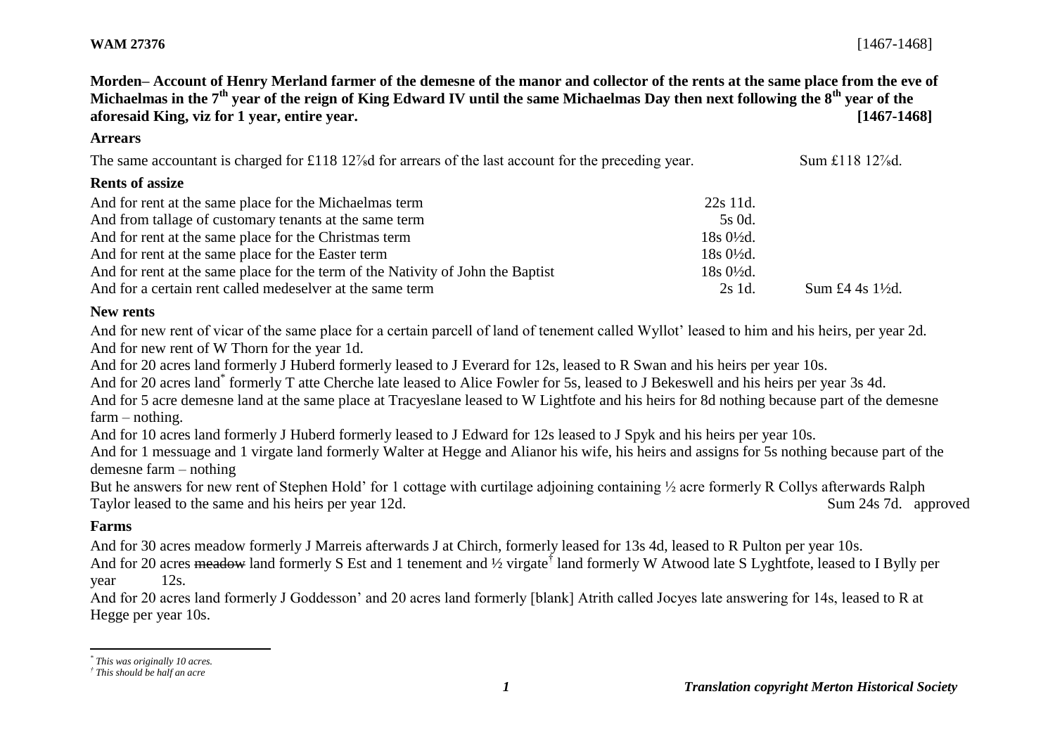**WAM 27376** [1467-1468]

**Morden– Account of Henry Merland farmer of the demesne of the manor and collector of the rents at the same place from the eve of Michaelmas in the 7th year of the reign of King Edward IV until the same Michaelmas Day then next following the 8th year of the aforesaid King, viz for 1 year, entire year. [1467-1468]**

### Arrears

The same accountant is charged for £118 12⅞d for arrears of the last account for the preceding year. Sum £118 12⅞d.

### Rents of assize

| | | |
|---|---|---|
| And for rent at the same place for the Michaelmas term | 22s 11d. | |
| And from tallage of customary tenants at the same term | 5s 0d. | |
| And for rent at the same place for the Christmas term | 18s 0½d. | |
| And for rent at the same place for the Easter term | 18s 0½d. | |
| And for rent at the same place for the term of the Nativity of John the Baptist | 18s 0½d. | |
| And for a certain rent called medeselver at the same term | 2s 1d. | Sum £4 4s 1½d. |

### New rents

And for new rent of vicar of the same place for a certain parcell of land of tenement called Wyllot' leased to him and his heirs, per year 2d.

And for new rent of W Thorn for the year 1d.

And for 20 acres land formerly J Huberd formerly leased to J Everard for 12s, leased to R Swan and his heirs per year 10s.

And for 20 acres land[*] formerly T atte Cherche late leased to Alice Fowler for 5s, leased to J Bekeswell and his heirs per year 3s 4d.

And for 5 acre demesne land at the same place at Tracyeslane leased to W Lightfote and his heirs for 8d nothing because part of the demesne farm – nothing.

And for 10 acres land formerly J Huberd formerly leased to J Edward for 12s leased to J Spyk and his heirs per year 10s.

And for 1 messuage and 1 virgate land formerly Walter at Hegge and Alianor his wife, his heirs and assigns for 5s nothing because part of the demesne farm – nothing

But he answers for new rent of Stephen Hold' for 1 cottage with curtilage adjoining containing ½ acre formerly R Collys afterwards Ralph Taylor leased to the same and his heirs per year 12d. Sum 24s 7d. approved

### Farms

And for 30 acres meadow formerly J Marreis afterwards J at Chirch, formerly leased for 13s 4d, leased to R Pulton per year 10s.

And for 20 acres ~~meadow~~ land formerly S Est and 1 tenement and ½ virgate[†] land formerly W Atwood late S Lyghtfote, leased to I Bylly per year 12s.

And for 20 acres land formerly J Goddesson' and 20 acres land formerly [blank] Atrith called Jocyes late answering for 14s, leased to R at Hegge per year 10s.

---

[*] *This was originally 10 acres.*

[†] *This should be half an acre*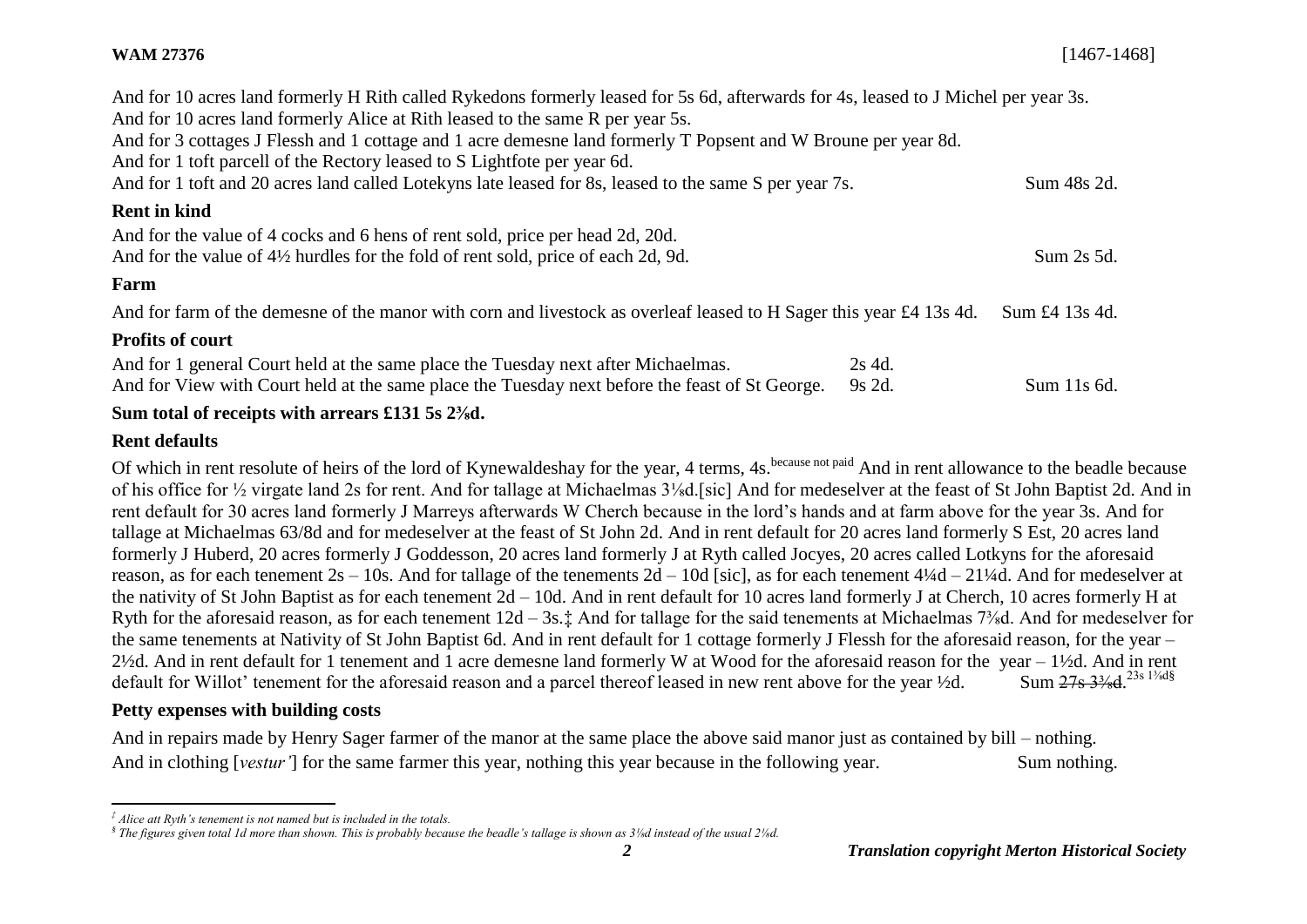And for 10 acres land formerly H Rith called Rykedons formerly leased for 5s 6d, afterwards for 4s, leased to J Michel per year 3s.
And for 10 acres land formerly Alice at Rith leased to the same R per year 5s.
And for 3 cottages J Flessh and 1 cottage and 1 acre demesne land formerly T Popsent and W Broune per year 8d.
And for 1 toft parcell of the Rectory leased to S Lightfote per year 6d.
And for 1 toft and 20 acres land called Lotekyns late leased for 8s, leased to the same S per year 7s. Sum 48s 2d.

## Rent in kind

And for the value of 4 cocks and 6 hens of rent sold, price per head 2d, 20d.
And for the value of 4½ hurdles for the fold of rent sold, price of each 2d, 9d. Sum 2s 5d.

## Farm

And for farm of the demesne of the manor with corn and livestock as overleaf leased to H Sager this year £4 13s 4d. Sum £4 13s 4d.

## Profits of court

And for 1 general Court held at the same place the Tuesday next after Michaelmas. 2s 4d.
And for View with Court held at the same place the Tuesday next before the feast of St George. 9s 2d. Sum 11s 6d.

**Sum total of receipts with arrears £131 5s 2⅜d.**

## Rent defaults

Of which in rent resolute of heirs of the lord of Kynewaldeshay for the year, 4 terms, 4s.[because not paid] And in rent allowance to the beadle because of his office for ½ virgate land 2s for rent. And for tallage at Michaelmas 3⅛d.[sic] And for medeselver at the feast of St John Baptist 2d. And in rent default for 30 acres land formerly J Marreys afterwards W Cherch because in the lord's hands and at farm above for the year 3s. And for tallage at Michaelmas 63/8d and for medeselver at the feast of St John 2d. And in rent default for 20 acres land formerly S Est, 20 acres land formerly J Huberd, 20 acres formerly J Goddesson, 20 acres land formerly J at Ryth called Jocyes, 20 acres called Lotkyns for the aforesaid reason, as for each tenement 2s – 10s. And for tallage of the tenements 2d – 10d [sic], as for each tenement 4¼d – 21¼d. And for medeselver at the nativity of St John Baptist as for each tenement 2d – 10d. And in rent default for 10 acres land formerly J at Cherch, 10 acres formerly H at Ryth for the aforesaid reason, as for each tenement 12d – 3s.‡ And for tallage for the said tenements at Michaelmas 7⅜d. And for medeselver for the same tenements at Nativity of St John Baptist 6d. And in rent default for 1 cottage formerly J Flessh for the aforesaid reason, for the year – 2½d. And in rent default for 1 tenement and 1 acre demesne land formerly W at Wood for the aforesaid reason for the year – 1½d. And in rent default for Willot' tenement for the aforesaid reason and a parcel thereof leased in new rent above for the year ½d. Sum ~~27s 3⅞d.~~ [23s 1⅞d§]

## Petty expenses with building costs

And in repairs made by Henry Sager farmer of the manor at the same place the above said manor just as contained by bill – nothing.
And in clothing [*vestur'*] for the same farmer this year, nothing this year because in the following year. Sum nothing.

---

*‡ Alice att Ryth's tenement is not named but is included in the totals.*
*§ The figures given total 1d more than shown. This is probably because the beadle's tallage is shown as 3⅛d instead of the usual 2⅛d.*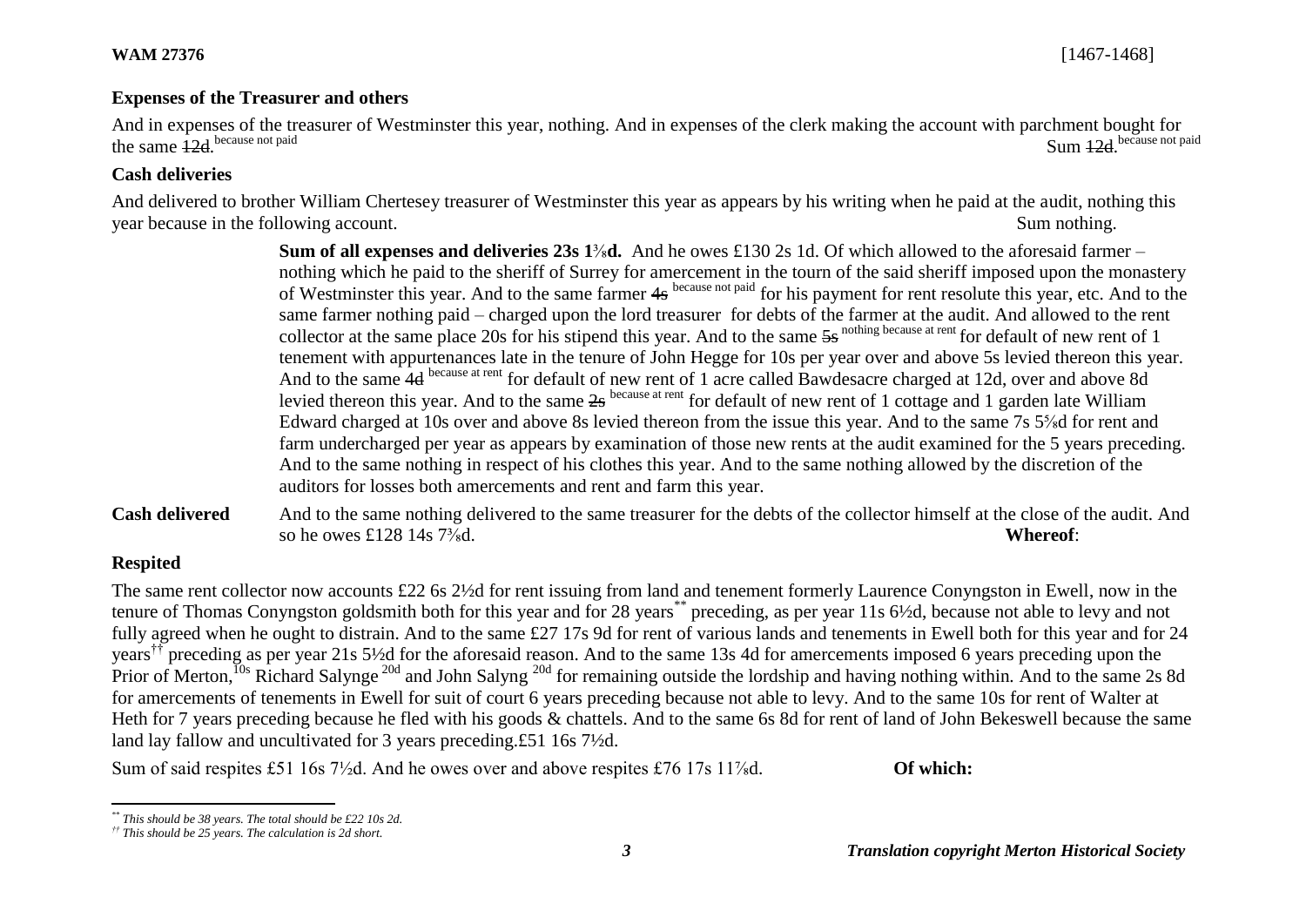**WAM 27376** [1467-1468]

### Expenses of the Treasurer and others

And in expenses of the treasurer of Westminster this year, nothing. And in expenses of the clerk making the account with parchment bought for the same ~~12d~~.[because not paid] Sum ~~12d~~.[because not paid]

### Cash deliveries

And delivered to brother William Chertesey treasurer of Westminster this year as appears by his writing when he paid at the audit, nothing this year because in the following account. Sum nothing.

**Sum of all expenses and deliveries 23s 1⅜d.** And he owes £130 2s 1d. Of which allowed to the aforesaid farmer – nothing which he paid to the sheriff of Surrey for amercement in the tourn of the said sheriff imposed upon the monastery of Westminster this year. And to the same farmer ~~4s~~ [because not paid] for his payment for rent resolute this year, etc. And to the same farmer nothing paid – charged upon the lord treasurer for debts of the farmer at the audit. And allowed to the rent collector at the same place 20s for his stipend this year. And to the same ~~5s~~ [nothing because at rent] for default of new rent of 1 tenement with appurtenances late in the tenure of John Hegge for 10s per year over and above 5s levied thereon this year. And to the same ~~4d~~ [because at rent] for default of new rent of 1 acre called Bawdesacre charged at 12d, over and above 8d levied thereon this year. And to the same ~~2s~~ [because at rent] for default of new rent of 1 cottage and 1 garden late William Edward charged at 10s over and above 8s levied thereon from the issue this year. And to the same 7s 5⅝d for rent and farm undercharged per year as appears by examination of those new rents at the audit examined for the 5 years preceding. And to the same nothing in respect of his clothes this year. And to the same nothing allowed by the discretion of the auditors for losses both amercements and rent and farm this year.

**Cash delivered** And to the same nothing delivered to the same treasurer for the debts of the collector himself at the close of the audit. And so he owes £128 14s 7⅜d. **Whereof**:

### Respited

The same rent collector now accounts £22 6s 2½d for rent issuing from land and tenement formerly Laurence Conyngston in Ewell, now in the tenure of Thomas Conyngston goldsmith both for this year and for 28 years[**] preceding, as per year 11s 6½d, because not able to levy and not fully agreed when he ought to distrain. And to the same £27 17s 9d for rent of various lands and tenements in Ewell both for this year and for 24 years[††] preceding as per year 21s 5½d for the aforesaid reason. And to the same 13s 4d for amercements imposed 6 years preceding upon the Prior of Merton,[10s] Richard Salynge [20d] and John Salyng [20d] for remaining outside the lordship and having nothing within. And to the same 2s 8d for amercements of tenements in Ewell for suit of court 6 years preceding because not able to levy. And to the same 10s for rent of Walter at Heth for 7 years preceding because he fled with his goods & chattels. And to the same 6s 8d for rent of land of John Bekeswell because the same land lay fallow and uncultivated for 3 years preceding.£51 16s 7½d.

Sum of said respites £51 16s 7½d. And he owes over and above respites £76 17s 11⅞d. **Of which:**

---

[**] *This should be 38 years. The total should be £22 10s 2d.*

[††] *This should be 25 years. The calculation is 2d short.*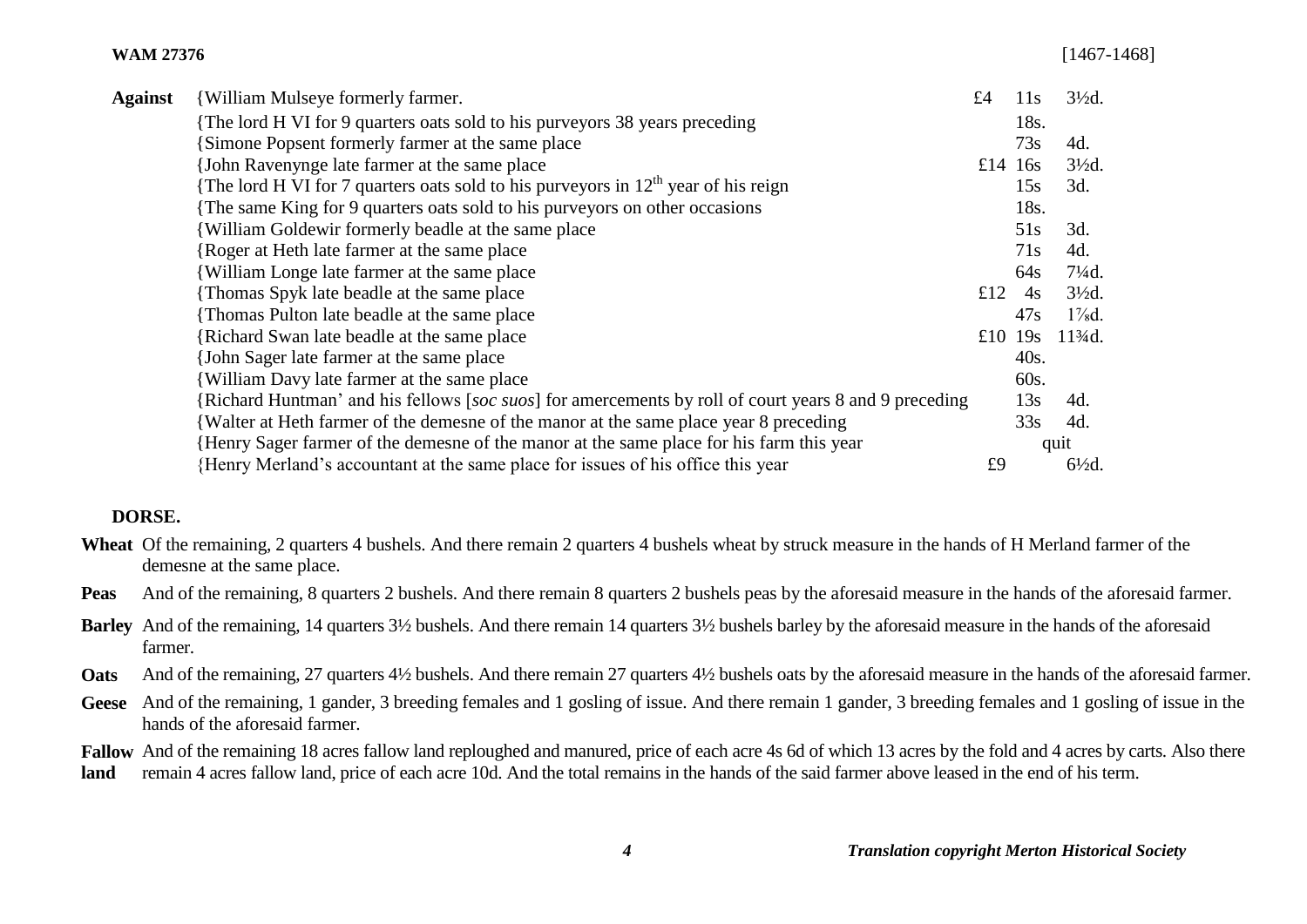**WAM 27376** [1467-1468]

| | | £ | s | d |
|---|---|---|---|---|
| **Against** | {William Mulseye formerly farmer. | £4 | 11s | 3½d. |
| | {The lord H VI for 9 quarters oats sold to his purveyors 38 years preceding | | 18s. | |
| | {Simone Popsent formerly farmer at the same place | | 73s | 4d. |
| | {John Ravenynge late farmer at the same place | £14 | 16s | 3½d. |
| | {The lord H VI for 7 quarters oats sold to his purveyors in 12th year of his reign | | 15s | 3d. |
| | {The same King for 9 quarters oats sold to his purveyors on other occasions | | 18s. | |
| | {William Goldewir formerly beadle at the same place | | 51s | 3d. |
| | {Roger at Heth late farmer at the same place | | 71s | 4d. |
| | {William Longe late farmer at the same place | | 64s | 7¼d. |
| | {Thomas Spyk late beadle at the same place | £12 | 4s | 3½d. |
| | {Thomas Pulton late beadle at the same place | | 47s | 1⅞d. |
| | {Richard Swan late beadle at the same place | £10 | 19s | 11¾d. |
| | {John Sager late farmer at the same place | | 40s. | |
| | {William Davy late farmer at the same place | | 60s. | |
| | {Richard Huntman' and his fellows [*soc suos*] for amercements by roll of court years 8 and 9 preceding | | 13s | 4d. |
| | {Walter at Heth farmer of the demesne of the manor at the same place year 8 preceding | | 33s | 4d. |
| | {Henry Sager farmer of the demesne of the manor at the same place for his farm this year | | quit | |
| | {Henry Merland's accountant at the same place for issues of his office this year | £9 | | 6½d. |

## DORSE.

**Wheat** Of the remaining, 2 quarters 4 bushels. And there remain 2 quarters 4 bushels wheat by struck measure in the hands of H Merland farmer of the demesne at the same place.

**Peas** And of the remaining, 8 quarters 2 bushels. And there remain 8 quarters 2 bushels peas by the aforesaid measure in the hands of the aforesaid farmer.

**Barley** And of the remaining, 14 quarters 3½ bushels. And there remain 14 quarters 3½ bushels barley by the aforesaid measure in the hands of the aforesaid farmer.

**Oats** And of the remaining, 27 quarters 4½ bushels. And there remain 27 quarters 4½ bushels oats by the aforesaid measure in the hands of the aforesaid farmer.

**Geese** And of the remaining, 1 gander, 3 breeding females and 1 gosling of issue. And there remain 1 gander, 3 breeding females and 1 gosling of issue in the hands of the aforesaid farmer.

**Fallow land** And of the remaining 18 acres fallow land reploughed and manured, price of each acre 4s 6d of which 13 acres by the fold and 4 acres by carts. Also there remain 4 acres fallow land, price of each acre 10d. And the total remains in the hands of the said farmer above leased in the end of his term.

*Translation copyright Merton Historical Society*